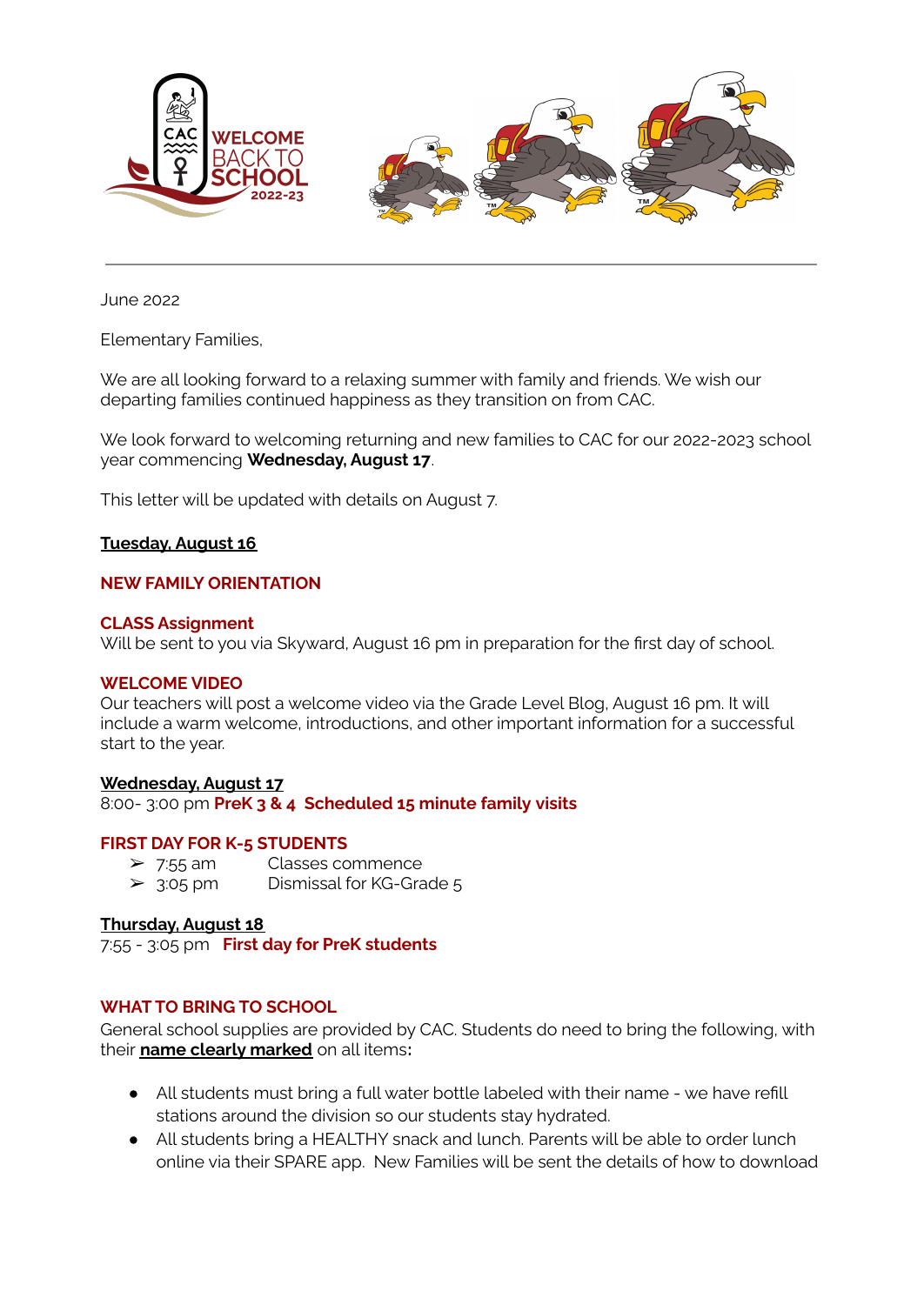June 2022

Elementary Families,

We are all looking forward to a relaxing summer with family and friends. We wish our departing families continued happiness as they transition on from CAC.

We look forward to welcoming returning and new families to CAC for our 2022-2023 school year commencing **Wednesday, August 17**.

This letter will be updated with details on August 7.

**Tuesday, August 16**

**NEW FAMILY ORIENTATION**

**CLASS Assignment**
Will be sent to you via Skyward, August 16 pm in preparation for the first day of school.

**WELCOME VIDEO**
Our teachers will post a welcome video via the Grade Level Blog, August 16 pm. It will include a warm welcome, introductions, and other important information for a successful start to the year.

**Wednesday, August 17**
8:00- 3:00 pm **PreK 3 & 4 Scheduled 15 minute family visits**

**FIRST DAY FOR K-5 STUDENTS**

- 7:55 am Classes commence
- 3:05 pm Dismissal for KG-Grade 5

**Thursday, August 18**
7:55 - 3:05 pm **First day for PreK students**

**WHAT TO BRING TO SCHOOL**
General school supplies are provided by CAC. Students do need to bring the following, with their **name clearly marked** on all items**:**

- All students must bring a full water bottle labeled with their name - we have refill stations around the division so our students stay hydrated.
- All students bring a HEALTHY snack and lunch. Parents will be able to order lunch online via their SPARE app. New Families will be sent the details of how to download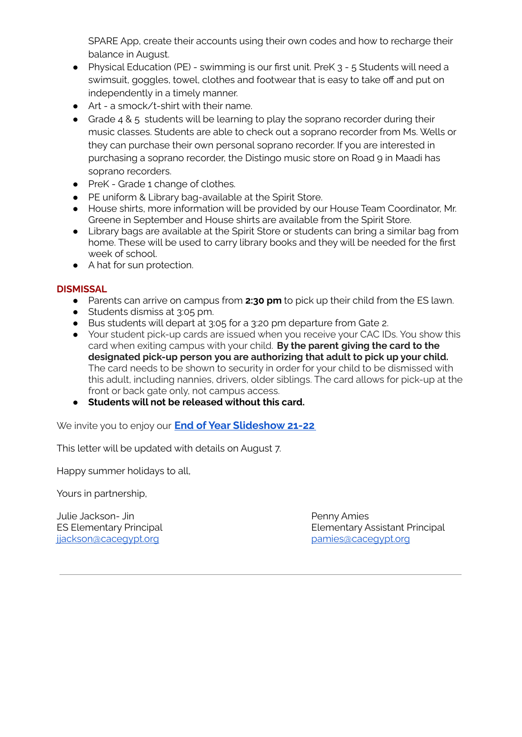SPARE App, create their accounts using their own codes and how to recharge their balance in August.

- Physical Education (PE) - swimming is our first unit. PreK 3 - 5 Students will need a swimsuit, goggles, towel, clothes and footwear that is easy to take off and put on independently in a timely manner.
- Art - a smock/t-shirt with their name.
- Grade 4 & 5 students will be learning to play the soprano recorder during their music classes. Students are able to check out a soprano recorder from Ms. Wells or they can purchase their own personal soprano recorder. If you are interested in purchasing a soprano recorder, the Distingo music store on Road 9 in Maadi has soprano recorders.
- PreK - Grade 1 change of clothes.
- PE uniform & Library bag-available at the Spirit Store.
- House shirts, more information will be provided by our House Team Coordinator, Mr. Greene in September and House shirts are available from the Spirit Store.
- Library bags are available at the Spirit Store or students can bring a similar bag from home. These will be used to carry library books and they will be needed for the first week of school.
- A hat for sun protection.

**DISMISSAL**

- Parents can arrive on campus from **2:30 pm** to pick up their child from the ES lawn.
- Students dismiss at 3:05 pm.
- Bus students will depart at 3:05 for a 3:20 pm departure from Gate 2.
- Your student pick-up cards are issued when you receive your CAC IDs. You show this card when exiting campus with your child. **By the parent giving the card to the designated pick-up person you are authorizing that adult to pick up your child.** The card needs to be shown to security in order for your child to be dismissed with this adult, including nannies, drivers, older siblings. The card allows for pick-up at the front or back gate only, not campus access.
- **Students will not be released without this card.**

We invite you to enjoy our **End of Year Slideshow 21-22**

This letter will be updated with details on August 7.

Happy summer holidays to all,

Yours in partnership,

Julie Jackson- Jin
ES Elementary Principal
jjackson@cacegypt.org

Penny Amies
Elementary Assistant Principal
pamies@cacegypt.org